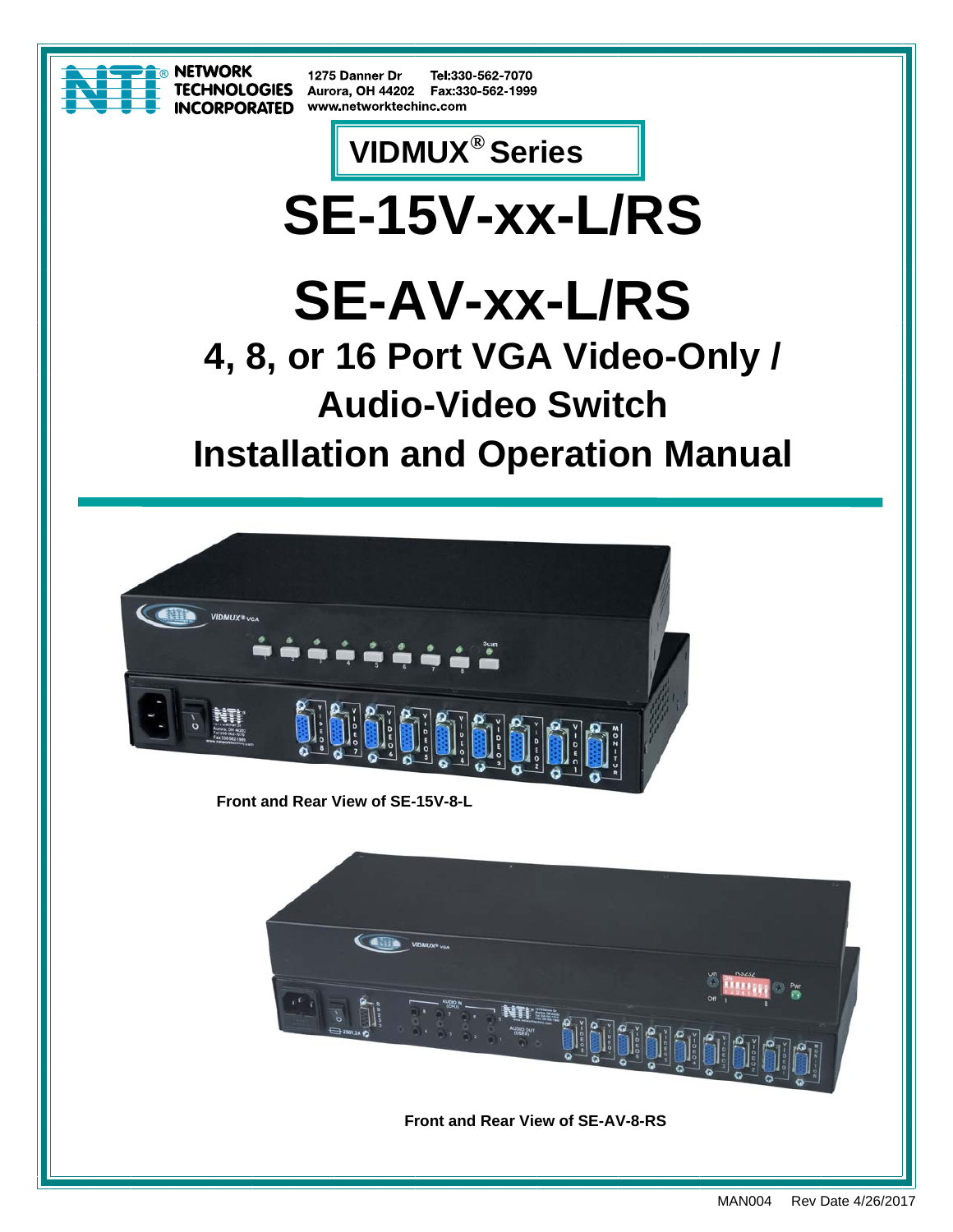NETWORK TECHNOLOGIES INCORPORATED

1275 Danner Dr
Aurora, OH 44202
www.networktechinc.com

Tel:330-562-7070
Fax:330-562-1999

## VIDMUX® Series

# SE-15V-xx-L/RS

# SE-AV-xx-L/RS

## 4, 8, or 16 Port VGA Video-Only / Audio-Video Switch

## Installation and Operation Manual

**Front and Rear View of SE-15V-8-L**

**Front and Rear View of SE-AV-8-RS**

MAN004 Rev Date 4/26/2017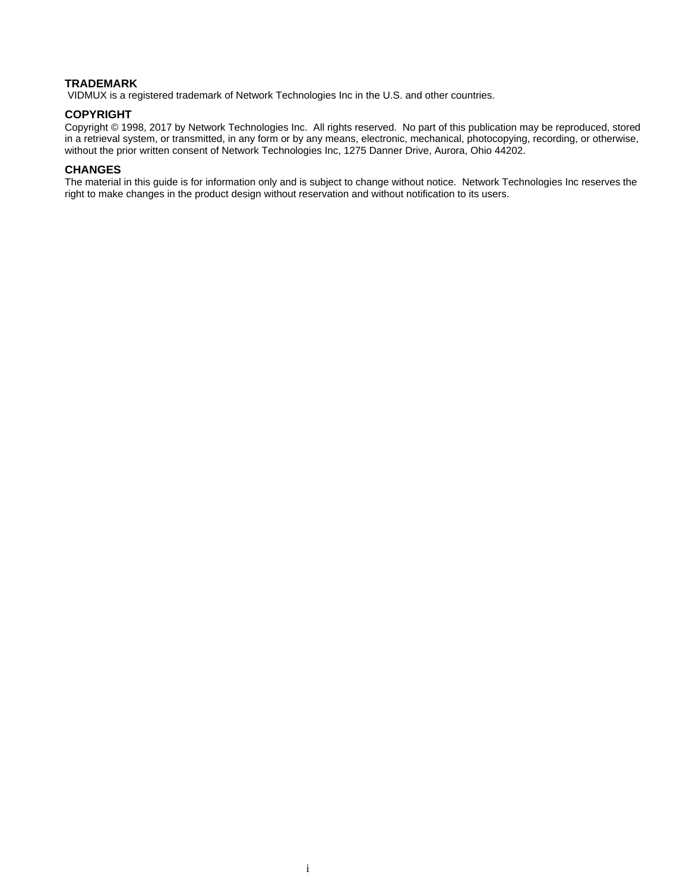**TRADEMARK**

VIDMUX is a registered trademark of Network Technologies Inc in the U.S. and other countries.

**COPYRIGHT**

Copyright © 1998, 2017 by Network Technologies Inc. All rights reserved. No part of this publication may be reproduced, stored in a retrieval system, or transmitted, in any form or by any means, electronic, mechanical, photocopying, recording, or otherwise, without the prior written consent of Network Technologies Inc, 1275 Danner Drive, Aurora, Ohio 44202.

**CHANGES**

The material in this guide is for information only and is subject to change without notice. Network Technologies Inc reserves the right to make changes in the product design without reservation and without notification to its users.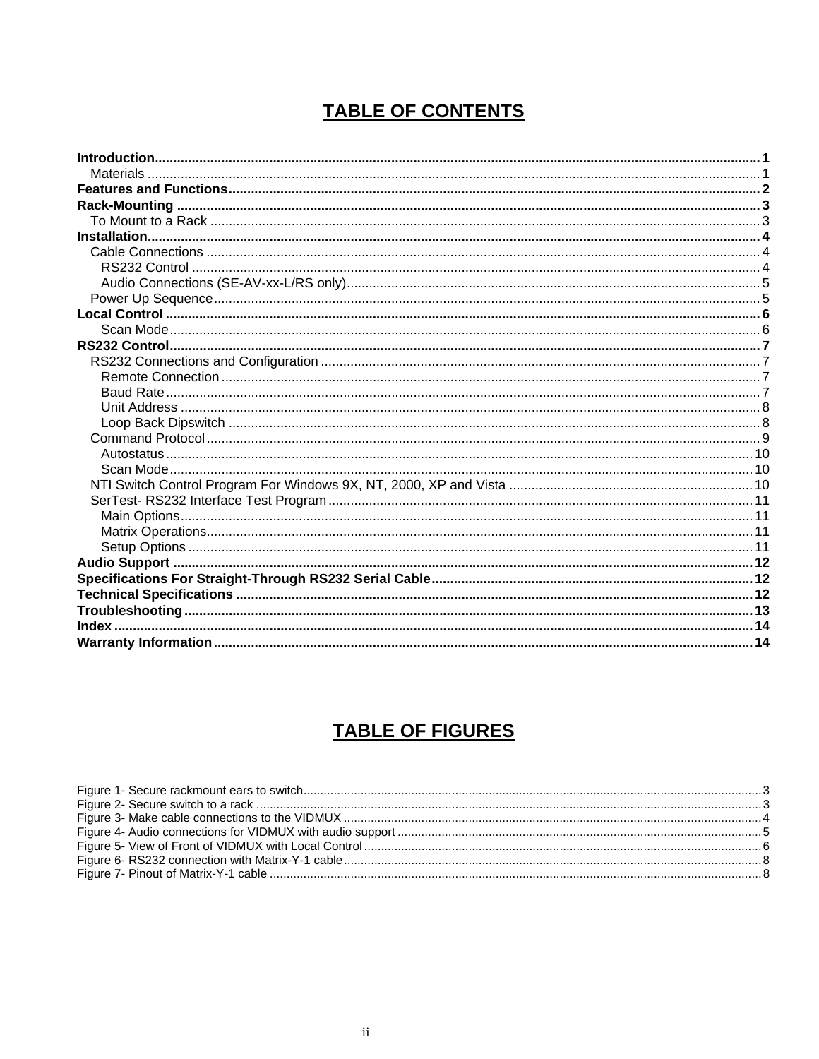# TABLE OF CONTENTS

**Introduction** ........ 1
- Materials ........ 1

**Features and Functions** ........ 2

**Rack-Mounting** ........ 3
- To Mount to a Rack ........ 3

**Installation** ........ 4
- Cable Connections ........ 4
  - RS232 Control ........ 4
  - Audio Connections (SE-AV-xx-L/RS only) ........ 5
- Power Up Sequence ........ 5

**Local Control** ........ 6
  - Scan Mode ........ 6

**RS232 Control** ........ 7
- RS232 Connections and Configuration ........ 7
  - Remote Connection ........ 7
  - Baud Rate ........ 7
  - Unit Address ........ 8
  - Loop Back Dipswitch ........ 8
- Command Protocol ........ 9
  - Autostatus ........ 10
  - Scan Mode ........ 10
- NTI Switch Control Program For Windows 9X, NT, 2000, XP and Vista ........ 10
- SerTest- RS232 Interface Test Program ........ 11
  - Main Options ........ 11
  - Matrix Operations ........ 11
  - Setup Options ........ 11

**Audio Support** ........ 12

**Specifications For Straight-Through RS232 Serial Cable** ........ 12

**Technical Specifications** ........ 12

**Troubleshooting** ........ 13

**Index** ........ 14

**Warranty Information** ........ 14

# TABLE OF FIGURES

Figure 1- Secure rackmount ears to switch ........ 3
Figure 2- Secure switch to a rack ........ 3
Figure 3- Make cable connections to the VIDMUX ........ 4
Figure 4- Audio connections for VIDMUX with audio support ........ 5
Figure 5- View of Front of VIDMUX with Local Control ........ 6
Figure 6- RS232 connection with Matrix-Y-1 cable ........ 8
Figure 7- Pinout of Matrix-Y-1 cable ........ 8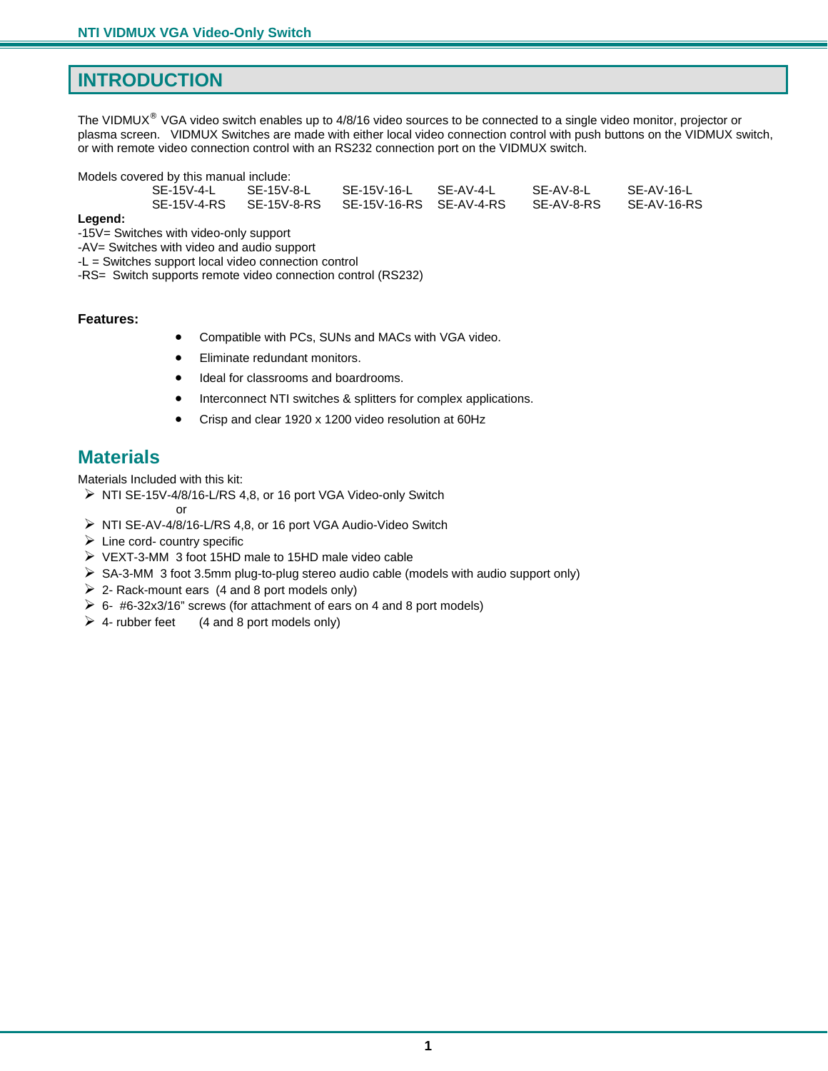# INTRODUCTION

The VIDMUX® VGA video switch enables up to 4/8/16 video sources to be connected to a single video monitor, projector or plasma screen. VIDMUX Switches are made with either local video connection control with push buttons on the VIDMUX switch, or with remote video connection control with an RS232 connection port on the VIDMUX switch.

Models covered by this manual include:

| | | | | | |
|---|---|---|---|---|---|
| SE-15V-4-L | SE-15V-8-L | SE-15V-16-L | SE-AV-4-L | SE-AV-8-L | SE-AV-16-L |
| SE-15V-4-RS | SE-15V-8-RS | SE-15V-16-RS | SE-AV-4-RS | SE-AV-8-RS | SE-AV-16-RS |

**Legend:**

-15V= Switches with video-only support
-AV= Switches with video and audio support
-L = Switches support local video connection control
-RS= Switch supports remote video connection control (RS232)

**Features:**

- Compatible with PCs, SUNs and MACs with VGA video.
- Eliminate redundant monitors.
- Ideal for classrooms and boardrooms.
- Interconnect NTI switches & splitters for complex applications.
- Crisp and clear 1920 x 1200 video resolution at 60Hz

## Materials

Materials Included with this kit:

- NTI SE-15V-4/8/16-L/RS 4,8, or 16 port VGA Video-only Switch
  or
- NTI SE-AV-4/8/16-L/RS 4,8, or 16 port VGA Audio-Video Switch
- Line cord- country specific
- VEXT-3-MM 3 foot 15HD male to 15HD male video cable
- SA-3-MM 3 foot 3.5mm plug-to-plug stereo audio cable (models with audio support only)
- 2- Rack-mount ears (4 and 8 port models only)
- 6- #6-32x3/16" screws (for attachment of ears on 4 and 8 port models)
- 4- rubber feet (4 and 8 port models only)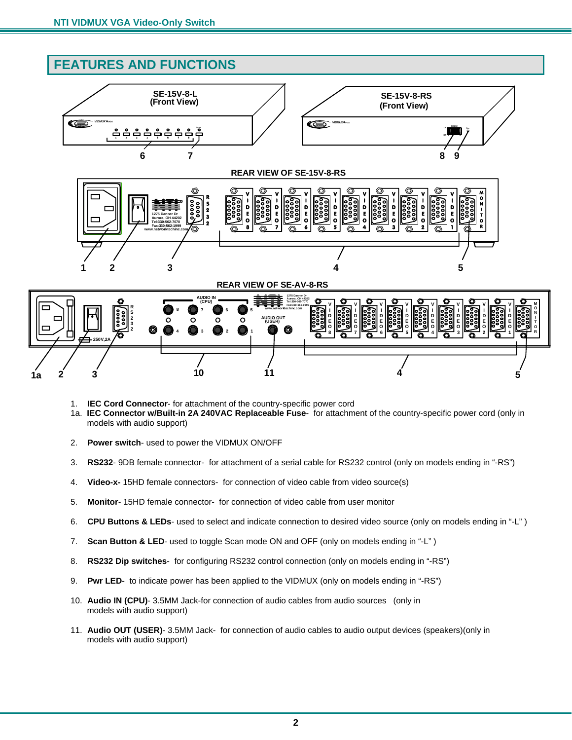## FEATURES AND FUNCTIONS

SE-15V-8-L (Front View)

SE-15V-8-RS (Front View)

REAR VIEW OF SE-15V-8-RS

REAR VIEW OF SE-AV-8-RS

1. **IEC Cord Connector**- for attachment of the country-specific power cord
1a. **IEC Connector w/Built-in 2A 240VAC Replaceable Fuse**- for attachment of the country-specific power cord (only in models with audio support)
2. **Power switch**- used to power the VIDMUX ON/OFF
3. **RS232**- 9DB female connector- for attachment of a serial cable for RS232 control (only on models ending in "-RS")
4. **Video-x-** 15HD female connectors- for connection of video cable from video source(s)
5. **Monitor**- 15HD female connector- for connection of video cable from user monitor
6. **CPU Buttons & LEDs**- used to select and indicate connection to desired video source (only on models ending in "-L" )
7. **Scan Button & LED**- used to toggle Scan mode ON and OFF (only on models ending in "-L" )
8. **RS232 Dip switches**- for configuring RS232 control connection (only on models ending in "-RS")
9. **Pwr LED**- to indicate power has been applied to the VIDMUX (only on models ending in "-RS")
10. **Audio IN (CPU)**- 3.5MM Jack-for connection of audio cables from audio sources (only in models with audio support)
11. **Audio OUT (USER)**- 3.5MM Jack- for connection of audio cables to audio output devices (speakers)(only in models with audio support)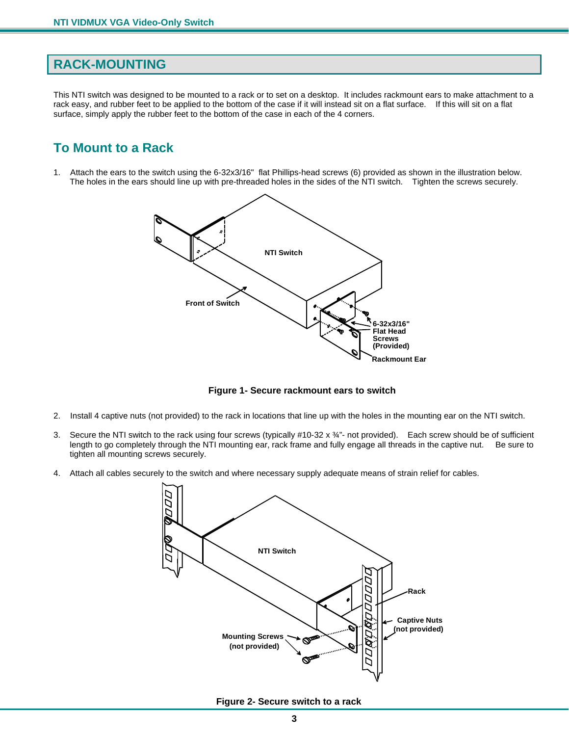# RACK-MOUNTING

This NTI switch was designed to be mounted to a rack or to set on a desktop. It includes rackmount ears to make attachment to a rack easy, and rubber feet to be applied to the bottom of the case if it will instead sit on a flat surface. If this will sit on a flat surface, simply apply the rubber feet to the bottom of the case in each of the 4 corners.

## To Mount to a Rack

1. Attach the ears to the switch using the 6-32x3/16" flat Phillips-head screws (6) provided as shown in the illustration below. The holes in the ears should line up with pre-threaded holes in the sides of the NTI switch. Tighten the screws securely.

NTI Switch

Front of Switch

6-32x3/16" Flat Head Screws (Provided)

Rackmount Ear

**Figure 1- Secure rackmount ears to switch**

2. Install 4 captive nuts (not provided) to the rack in locations that line up with the holes in the mounting ear on the NTI switch.
3. Secure the NTI switch to the rack using four screws (typically #10-32 x ¾"- not provided). Each screw should be of sufficient length to go completely through the NTI mounting ear, rack frame and fully engage all threads in the captive nut. Be sure to tighten all mounting screws securely.
4. Attach all cables securely to the switch and where necessary supply adequate means of strain relief for cables.

NTI Switch

Rack

Captive Nuts (not provided)

Mounting Screws (not provided)

**Figure 2- Secure switch to a rack**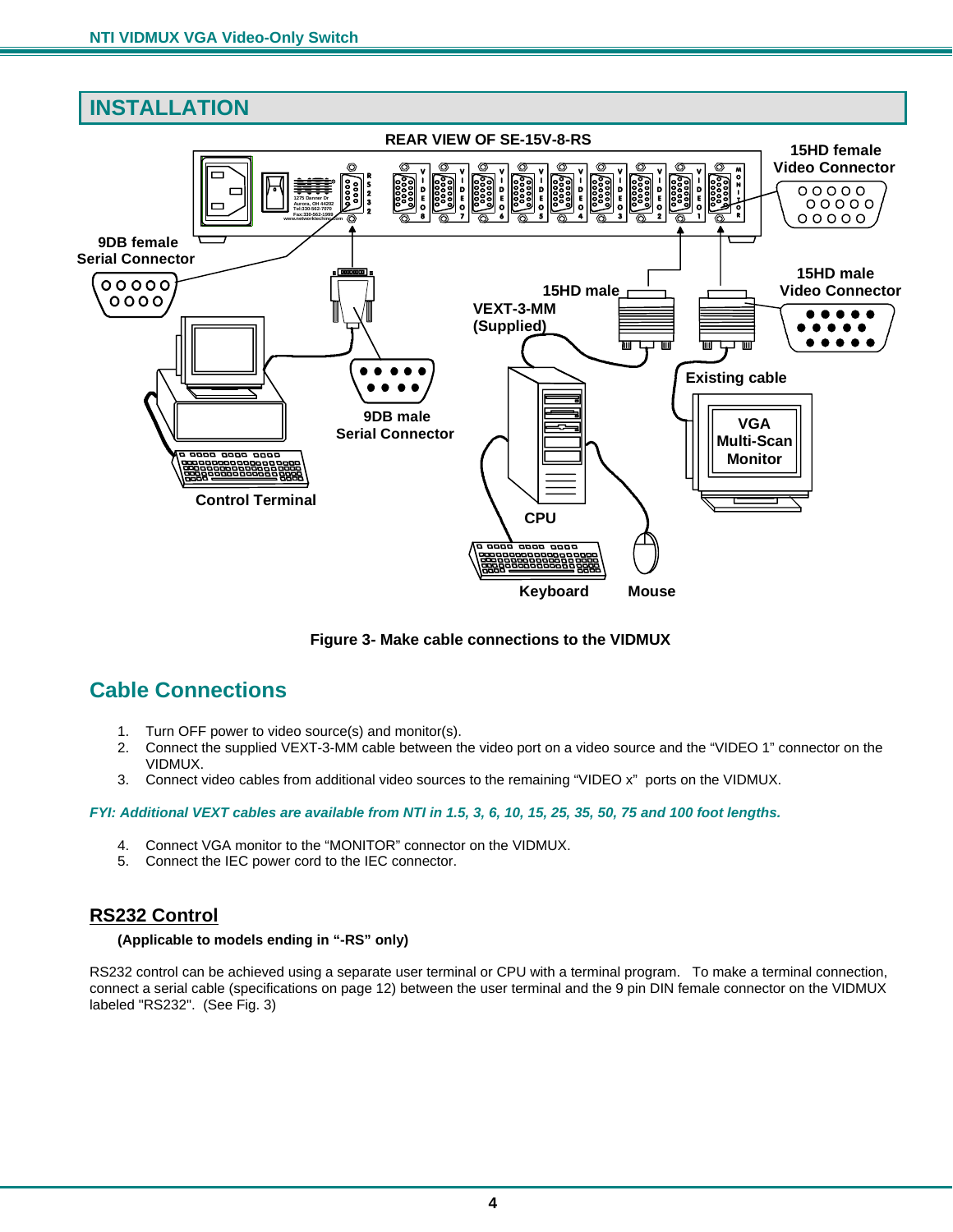# INSTALLATION

Figure 3- Make cable connections to the VIDMUX

## Cable Connections

1. Turn OFF power to video source(s) and monitor(s).
2. Connect the supplied VEXT-3-MM cable between the video port on a video source and the “VIDEO 1” connector on the VIDMUX.
3. Connect video cables from additional video sources to the remaining “VIDEO x” ports on the VIDMUX.

***FYI: Additional VEXT cables are available from NTI in 1.5, 3, 6, 10, 15, 25, 35, 50, 75 and 100 foot lengths.***

4. Connect VGA monitor to the “MONITOR” connector on the VIDMUX.
5. Connect the IEC power cord to the IEC connector.

### RS232 Control

**(Applicable to models ending in “-RS” only)**

RS232 control can be achieved using a separate user terminal or CPU with a terminal program. To make a terminal connection, connect a serial cable (specifications on page 12) between the user terminal and the 9 pin DIN female connector on the VIDMUX labeled "RS232". (See Fig. 3)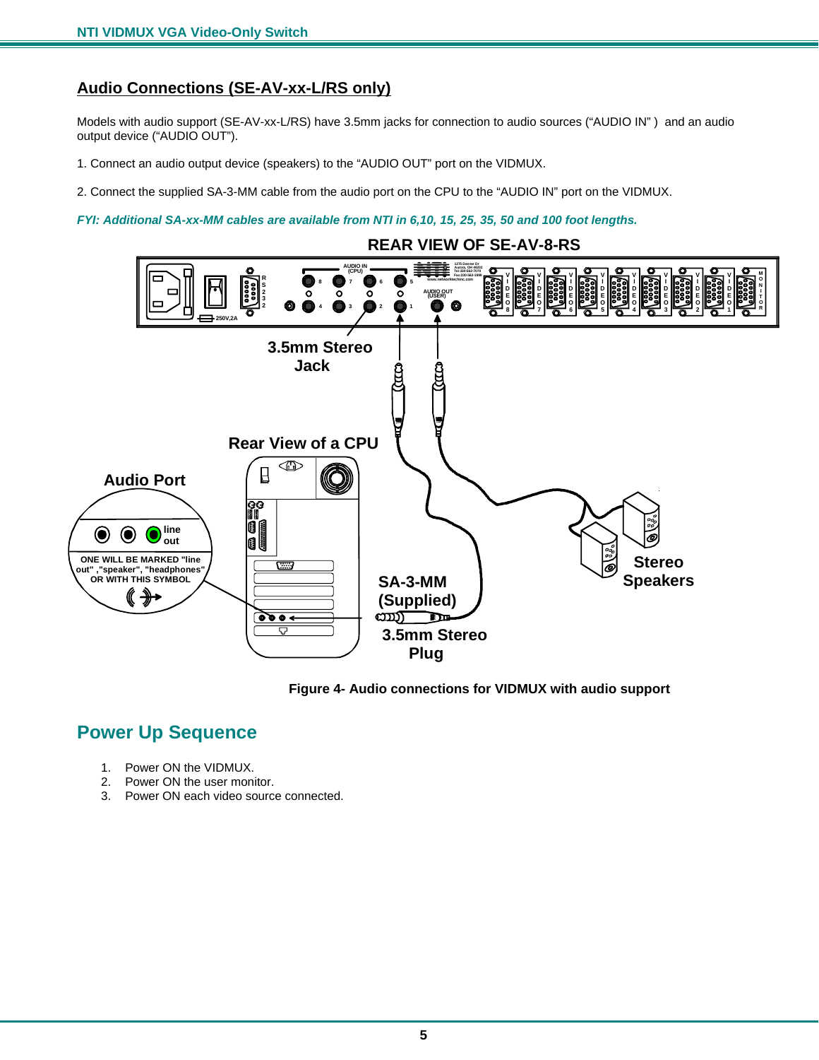## Audio Connections (SE-AV-xx-L/RS only)

Models with audio support (SE-AV-xx-L/RS) have 3.5mm jacks for connection to audio sources (“AUDIO IN” ) and an audio output device (“AUDIO OUT”).

1. Connect an audio output device (speakers) to the “AUDIO OUT” port on the VIDMUX.

2. Connect the supplied SA-3-MM cable from the audio port on the CPU to the “AUDIO IN” port on the VIDMUX.

***FYI: Additional SA-xx-MM cables are available from NTI in 6,10, 15, 25, 35, 50 and 100 foot lengths.***

**Figure 4- Audio connections for VIDMUX with audio support**

## Power Up Sequence

1. Power ON the VIDMUX.
2. Power ON the user monitor.
3. Power ON each video source connected.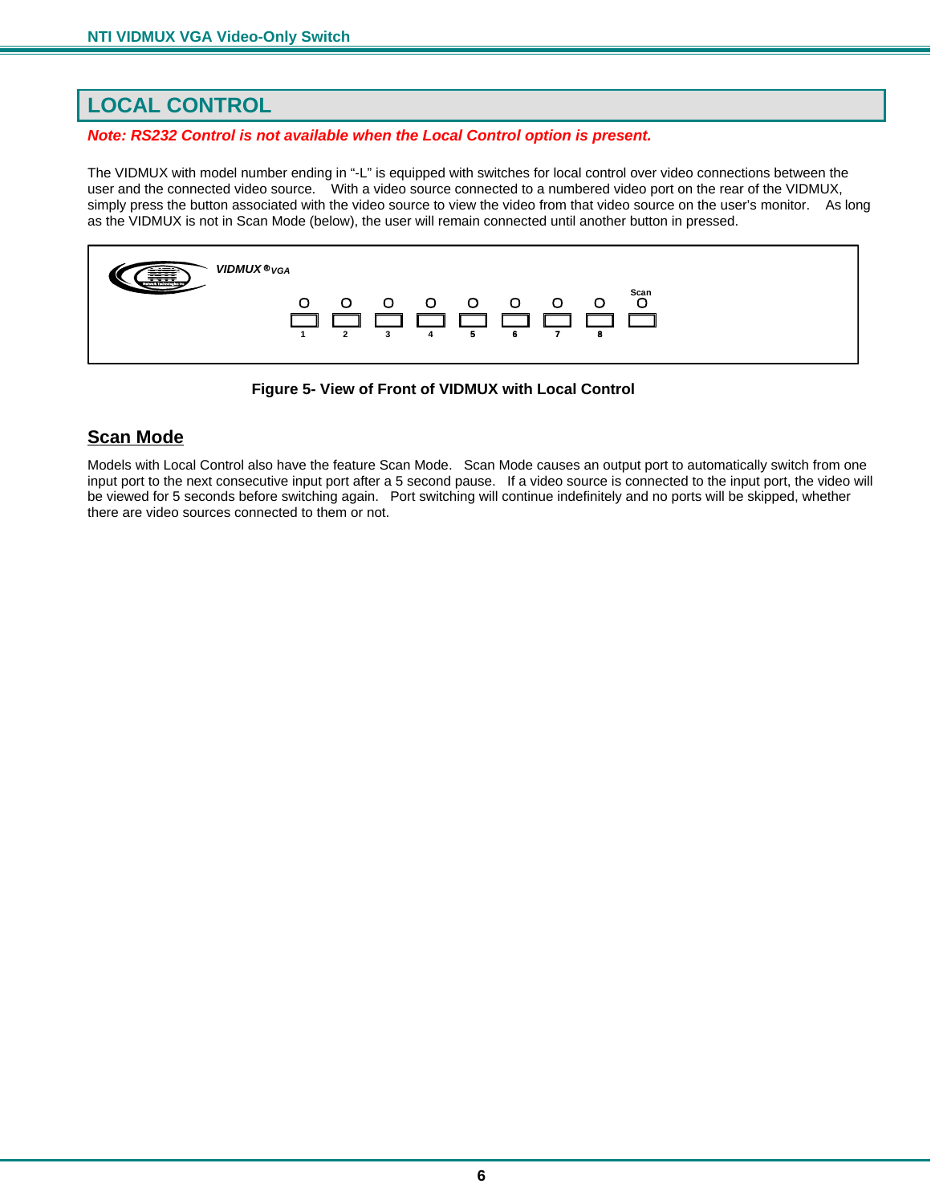# LOCAL CONTROL

***Note: RS232 Control is not available when the Local Control option is present.***

The VIDMUX with model number ending in "-L" is equipped with switches for local control over video connections between the user and the connected video source. With a video source connected to a numbered video port on the rear of the VIDMUX, simply press the button associated with the video source to view the video from that video source on the user's monitor. As long as the VIDMUX is not in Scan Mode (below), the user will remain connected until another button in pressed.

**Figure 5- View of Front of VIDMUX with Local Control**

## Scan Mode

Models with Local Control also have the feature Scan Mode. Scan Mode causes an output port to automatically switch from one input port to the next consecutive input port after a 5 second pause. If a video source is connected to the input port, the video will be viewed for 5 seconds before switching again. Port switching will continue indefinitely and no ports will be skipped, whether there are video sources connected to them or not.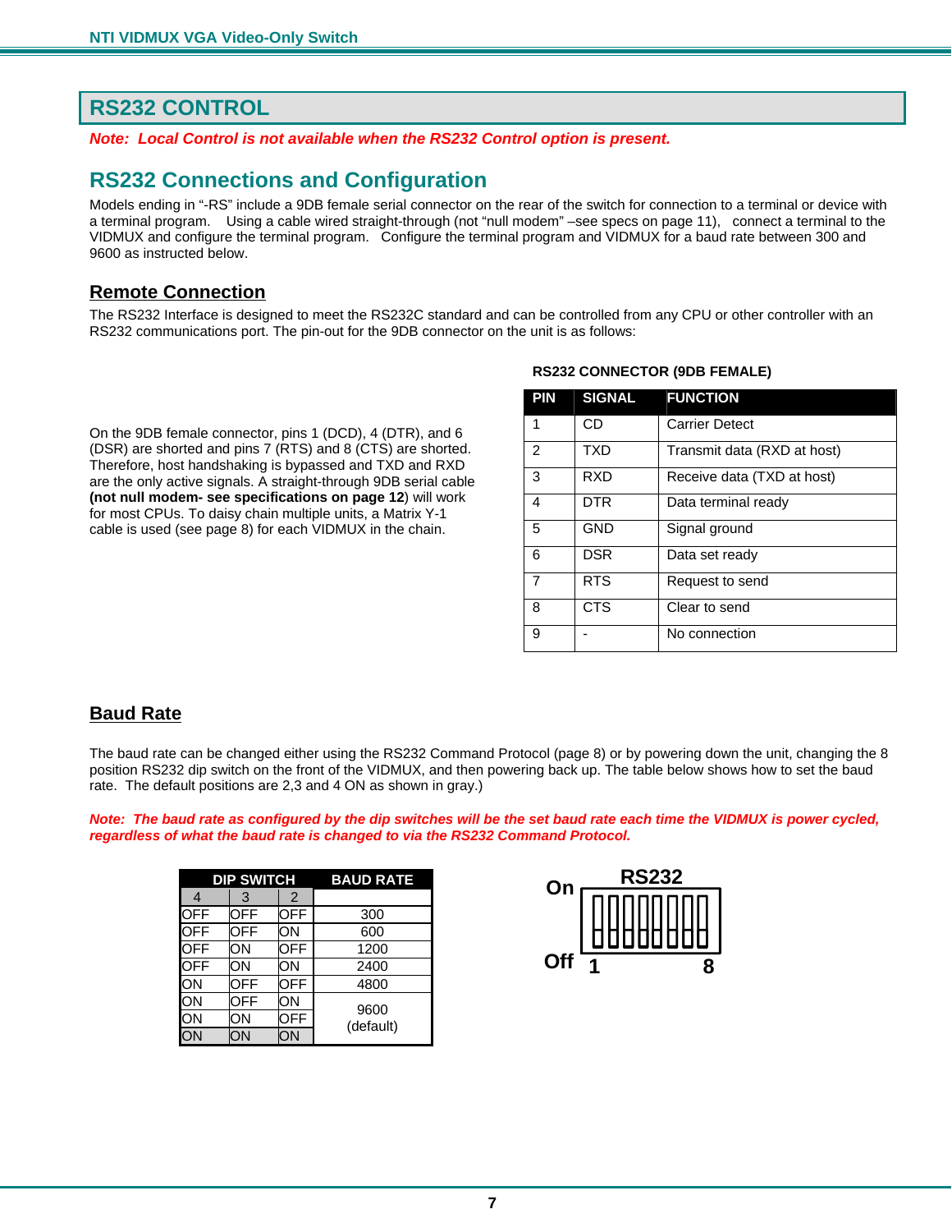# RS232 CONTROL

***Note: Local Control is not available when the RS232 Control option is present.***

## RS232 Connections and Configuration

Models ending in "-RS" include a 9DB female serial connector on the rear of the switch for connection to a terminal or device with a terminal program. Using a cable wired straight-through (not "null modem" –see specs on page 11), connect a terminal to the VIDMUX and configure the terminal program. Configure the terminal program and VIDMUX for a baud rate between 300 and 9600 as instructed below.

### Remote Connection

The RS232 Interface is designed to meet the RS232C standard and can be controlled from any CPU or other controller with an RS232 communications port. The pin-out for the 9DB connector on the unit is as follows:

On the 9DB female connector, pins 1 (DCD), 4 (DTR), and 6 (DSR) are shorted and pins 7 (RTS) and 8 (CTS) are shorted. Therefore, host handshaking is bypassed and TXD and RXD are the only active signals. A straight-through 9DB serial cable **(not null modem- see specifications on page 12**) will work for most CPUs. To daisy chain multiple units, a Matrix Y-1 cable is used (see page 8) for each VIDMUX in the chain.

**RS232 CONNECTOR (9DB FEMALE)**

| PIN | SIGNAL | FUNCTION |
|---|---|---|
| 1 | CD | Carrier Detect |
| 2 | TXD | Transmit data (RXD at host) |
| 3 | RXD | Receive data (TXD at host) |
| 4 | DTR | Data terminal ready |
| 5 | GND | Signal ground |
| 6 | DSR | Data set ready |
| 7 | RTS | Request to send |
| 8 | CTS | Clear to send |
| 9 | - | No connection |

### Baud Rate

The baud rate can be changed either using the RS232 Command Protocol (page 8) or by powering down the unit, changing the 8 position RS232 dip switch on the front of the VIDMUX, and then powering back up. The table below shows how to set the baud rate. The default positions are 2,3 and 4 ON as shown in gray.)

***Note: The baud rate as configured by the dip switches will be the set baud rate each time the VIDMUX is power cycled, regardless of what the baud rate is changed to via the RS232 Command Protocol.***

| DIP SWITCH | | | BAUD RATE |
|---|---|---|---|
| 4 | 3 | 2 | |
| OFF | OFF | OFF | 300 |
| OFF | OFF | ON | 600 |
| OFF | ON | OFF | 1200 |
| OFF | ON | ON | 2400 |
| ON | OFF | OFF | 4800 |
| ON | OFF | ON | 9600 (default) |
| ON | ON | OFF | 9600 (default) |
| ON | ON | ON | 9600 (default) |

RS232

On

Off

1 8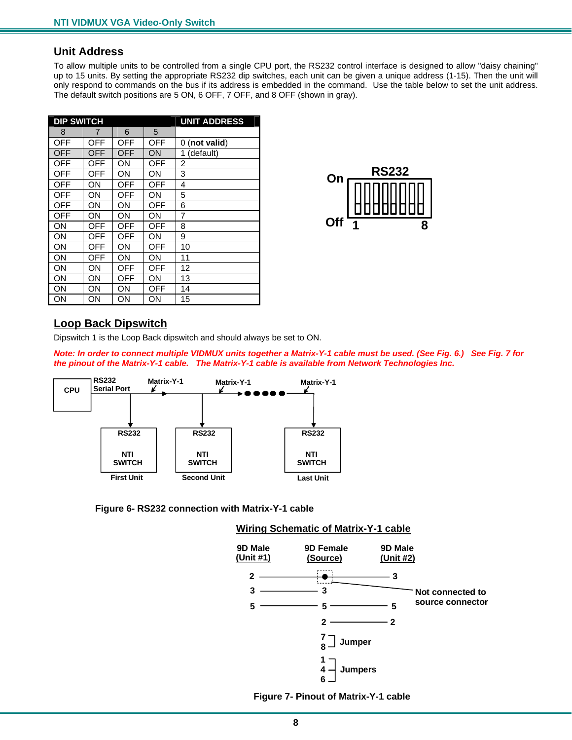## Unit Address

To allow multiple units to be controlled from a single CPU port, the RS232 control interface is designed to allow "daisy chaining" up to 15 units. By setting the appropriate RS232 dip switches, each unit can be given a unique address (1-15). Then the unit will only respond to commands on the bus if its address is embedded in the command. Use the table below to set the unit address. The default switch positions are 5 ON, 6 OFF, 7 OFF, and 8 OFF (shown in gray).

| DIP SWITCH | | | | UNIT ADDRESS |
|---|---|---|---|---|
| 8 | 7 | 6 | 5 | |
| OFF | OFF | OFF | OFF | 0 (**not valid**) |
| OFF | OFF | OFF | ON | 1 (default) |
| OFF | OFF | ON | OFF | 2 |
| OFF | OFF | ON | ON | 3 |
| OFF | ON | OFF | OFF | 4 |
| OFF | ON | OFF | ON | 5 |
| OFF | ON | ON | OFF | 6 |
| OFF | ON | ON | ON | 7 |
| ON | OFF | OFF | OFF | 8 |
| ON | OFF | OFF | ON | 9 |
| ON | OFF | ON | OFF | 10 |
| ON | OFF | ON | ON | 11 |
| ON | ON | OFF | OFF | 12 |
| ON | ON | OFF | ON | 13 |
| ON | ON | ON | OFF | 14 |
| ON | ON | ON | ON | 15 |

RS232 (On / Off, switches 1–8)

## Loop Back Dipswitch

Dipswitch 1 is the Loop Back dipswitch and should always be set to ON.

***Note: In order to connect multiple VIDMUX units together a Matrix-Y-1 cable must be used. (See Fig. 6.) See Fig. 7 for the pinout of the Matrix-Y-1 cable. The Matrix-Y-1 cable is available from Network Technologies Inc.***

CPU — RS232 Serial Port — Matrix-Y-1 — Matrix-Y-1 — ● ● ● ● ● — Matrix-Y-1

RS232 NTI SWITCH (First Unit) — RS232 NTI SWITCH (Second Unit) — RS232 NTI SWITCH (Last Unit)

**Figure 6- RS232 connection with Matrix-Y-1 cable**

**Wiring Schematic of Matrix-Y-1 cable**

| 9D Male (Unit #1) | 9D Female (Source) | 9D Male (Unit #2) |
|---|---|---|
| 2 | ● | 3 |
| 3 | 3 | |
| 5 | 5 | 5 |
| | 2 | 2 |
| | 7, 8 Jumper | |
| | 1, 4, 6 Jumpers | |

Not connected to source connector

**Figure 7- Pinout of Matrix-Y-1 cable**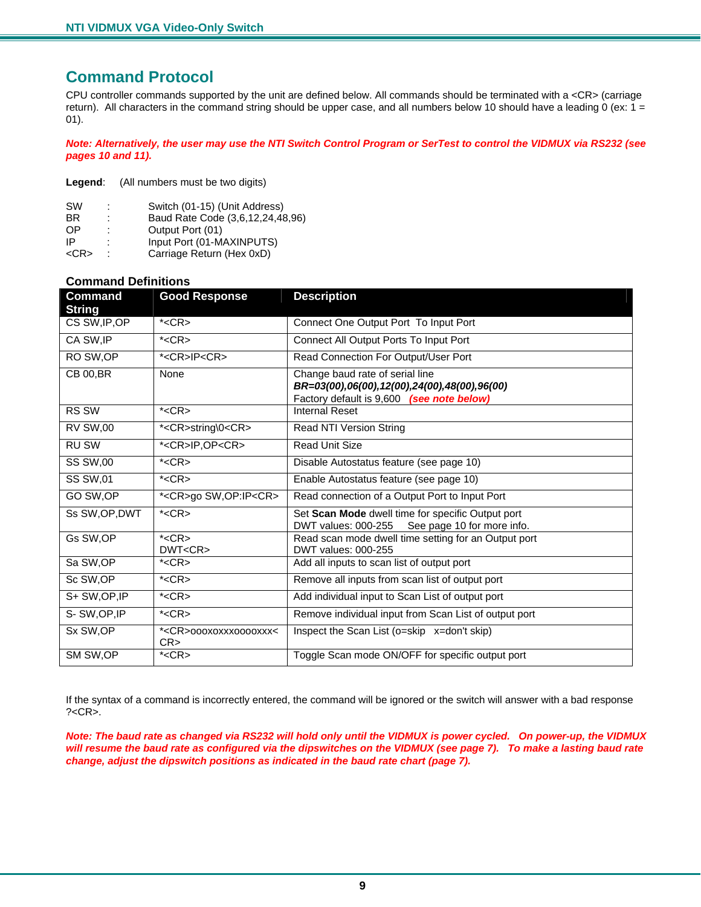# Command Protocol

CPU controller commands supported by the unit are defined below. All commands should be terminated with a <CR> (carriage return).  All characters in the command string should be upper case, and all numbers below 10 should have a leading 0 (ex: 1 = 01).

***Note: Alternatively, the user may use the NTI Switch Control Program or SerTest to control the VIDMUX via RS232 (see pages 10 and 11).***

**Legend**:     (All numbers must be two digits)

SW : Switch (01-15) (Unit Address)
BR : Baud Rate Code (3,6,12,24,48,96)
OP : Output Port (01)
IP : Input Port (01-MAXINPUTS)
<CR> : Carriage Return (Hex 0xD)

### Command Definitions

| Command String | Good Response | Description |
|---|---|---|
| CS SW,IP,OP | *<CR> | Connect One Output Port  To Input Port |
| CA SW,IP | *<CR> | Connect All Output Ports To Input Port |
| RO SW,OP | *<CR>IP<CR> | Read Connection For Output/User Port |
| CB 00,BR | None | Change baud rate of serial line<br>***BR=03(00),06(00),12(00),24(00),48(00),96(00)***<br>Factory default is 9,600   ***(see note below)*** |
| RS SW | *<CR> | Internal Reset |
| RV SW,00 | *<CR>string\0<CR> | Read NTI Version String |
| RU SW | *<CR>IP,OP<CR> | Read Unit Size |
| SS SW,00 | *<CR> | Disable Autostatus feature (see page 10) |
| SS SW,01 | *<CR> | Enable Autostatus feature (see page 10) |
| GO SW,OP | *<CR>go SW,OP:IP<CR> | Read connection of a Output Port to Input Port |
| Ss SW,OP,DWT | *<CR> | Set **Scan Mode** dwell time for specific Output port<br>DWT values: 000-255     See page 10 for more info. |
| Gs SW,OP | *<CR><br>DWT<CR> | Read scan mode dwell time setting for an Output port<br>DWT values: 000-255 |
| Sa SW,OP | *<CR> | Add all inputs to scan list of output port |
| Sc SW,OP | *<CR> | Remove all inputs from scan list of output port |
| S+ SW,OP,IP | *<CR> | Add individual input to Scan List of output port |
| S- SW,OP,IP | *<CR> | Remove individual input from Scan List of output port |
| Sx SW,OP | *<CR>oooxoxxxooooxxx<CR> | Inspect the Scan List (o=skip   x=don't skip) |
| SM SW,OP | *<CR> | Toggle Scan mode ON/OFF for specific output port |

If the syntax of a command is incorrectly entered, the command will be ignored or the switch will answer with a bad response ?<CR>.

***Note: The baud rate as changed via RS232 will hold only until the VIDMUX is power cycled.   On power-up, the VIDMUX will resume the baud rate as configured via the dipswitches on the VIDMUX (see page 7).   To make a lasting baud rate change, adjust the dipswitch positions as indicated in the baud rate chart (page 7).***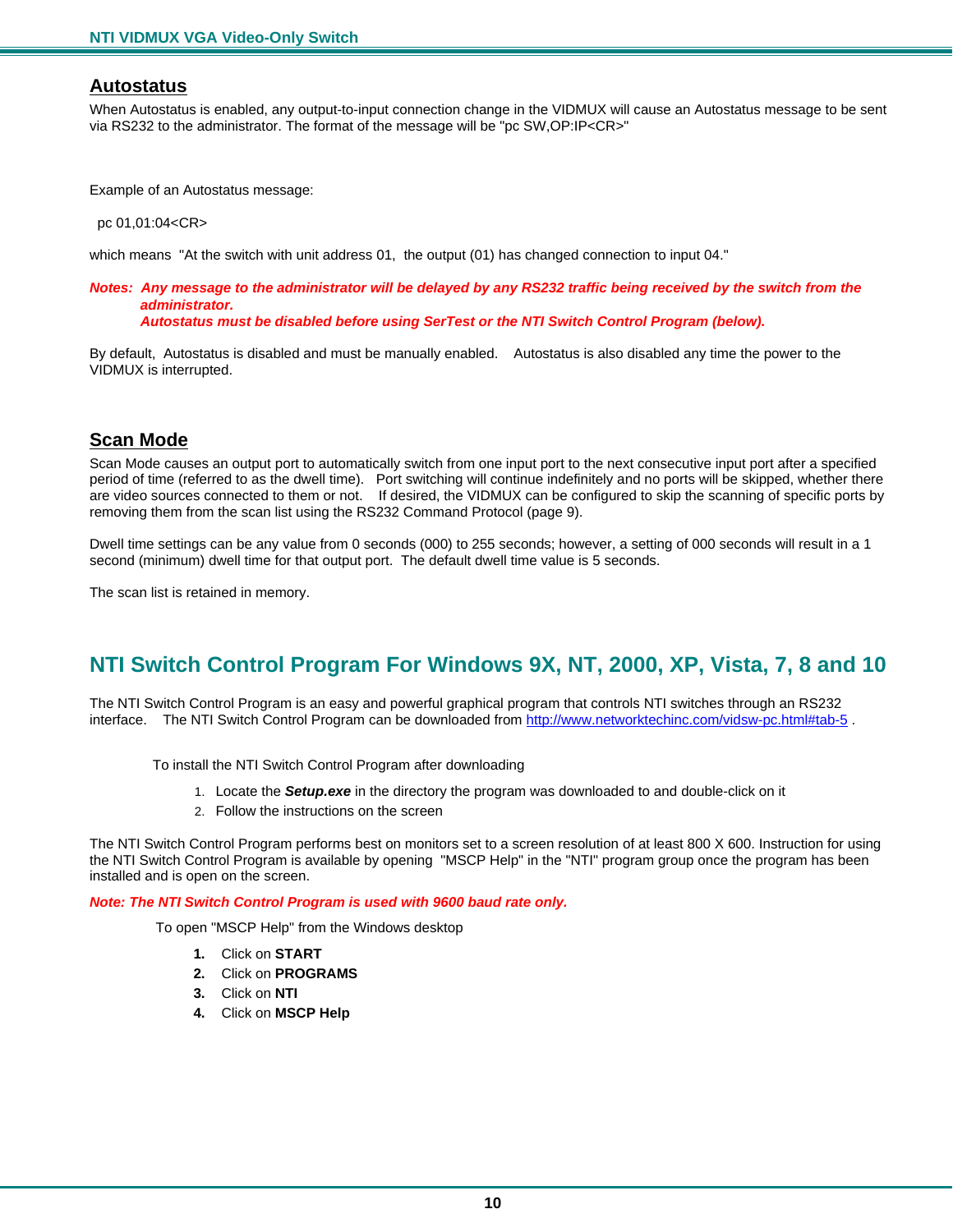## Autostatus

When Autostatus is enabled, any output-to-input connection change in the VIDMUX will cause an Autostatus message to be sent via RS232 to the administrator. The format of the message will be "pc SW,OP:IP<CR>"

Example of an Autostatus message:

pc 01,01:04<CR>

which means "At the switch with unit address 01, the output (01) has changed connection to input 04."

***Notes: Any message to the administrator will be delayed by any RS232 traffic being received by the switch from the administrator.***
***Autostatus must be disabled before using SerTest or the NTI Switch Control Program (below).***

By default, Autostatus is disabled and must be manually enabled. Autostatus is also disabled any time the power to the VIDMUX is interrupted.

## Scan Mode

Scan Mode causes an output port to automatically switch from one input port to the next consecutive input port after a specified period of time (referred to as the dwell time). Port switching will continue indefinitely and no ports will be skipped, whether there are video sources connected to them or not. If desired, the VIDMUX can be configured to skip the scanning of specific ports by removing them from the scan list using the RS232 Command Protocol (page 9).

Dwell time settings can be any value from 0 seconds (000) to 255 seconds; however, a setting of 000 seconds will result in a 1 second (minimum) dwell time for that output port. The default dwell time value is 5 seconds.

The scan list is retained in memory.

# NTI Switch Control Program For Windows 9X, NT, 2000, XP, Vista, 7, 8 and 10

The NTI Switch Control Program is an easy and powerful graphical program that controls NTI switches through an RS232 interface. The NTI Switch Control Program can be downloaded from http://www.networktechinc.com/vidsw-pc.html#tab-5 .

To install the NTI Switch Control Program after downloading

1. Locate the ***Setup.exe*** in the directory the program was downloaded to and double-click on it
2. Follow the instructions on the screen

The NTI Switch Control Program performs best on monitors set to a screen resolution of at least 800 X 600. Instruction for using the NTI Switch Control Program is available by opening "MSCP Help" in the "NTI" program group once the program has been installed and is open on the screen.

***Note: The NTI Switch Control Program is used with 9600 baud rate only.***

To open "MSCP Help" from the Windows desktop

1. Click on **START**
2. Click on **PROGRAMS**
3. Click on **NTI**
4. Click on **MSCP Help**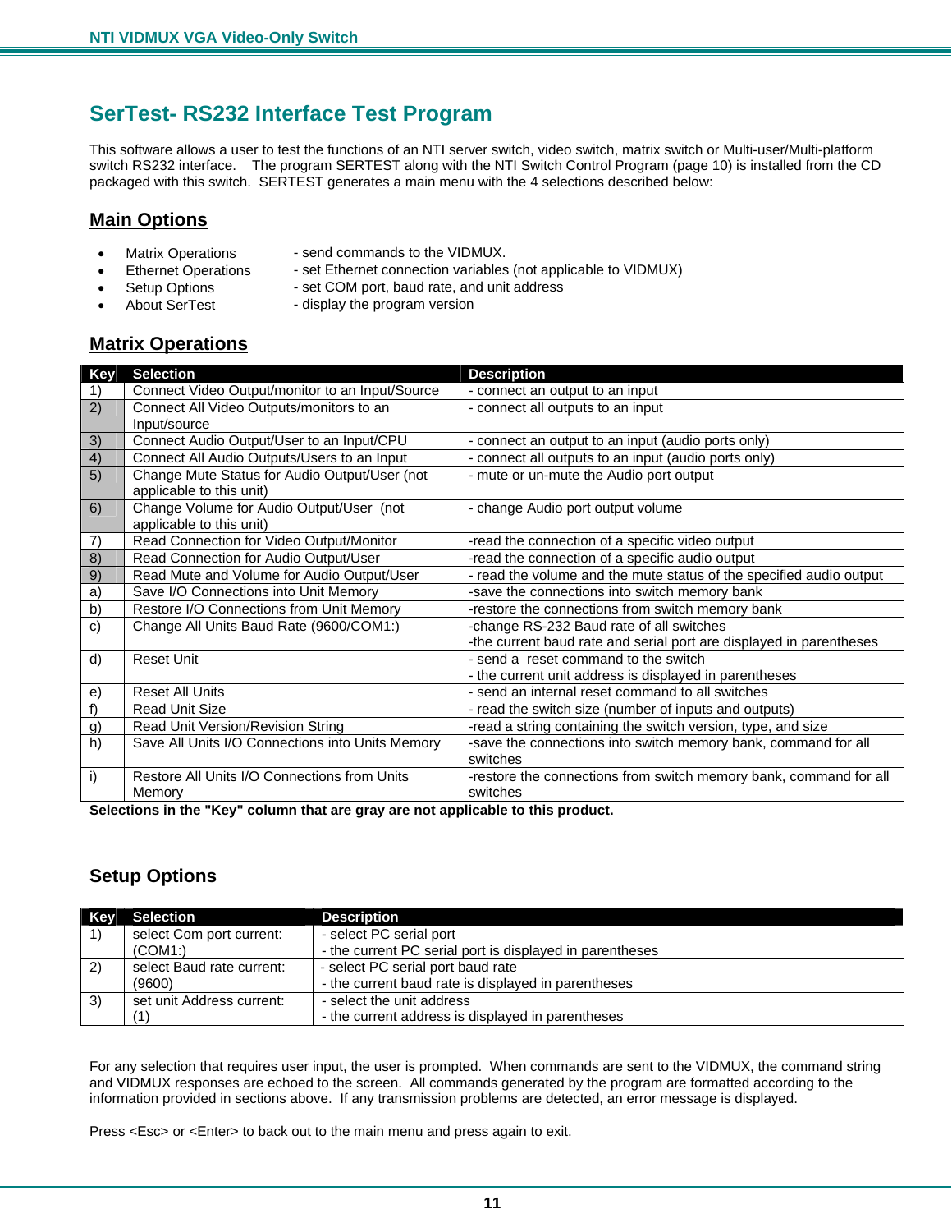# SerTest- RS232 Interface Test Program

This software allows a user to test the functions of an NTI server switch, video switch, matrix switch or Multi-user/Multi-platform switch RS232 interface. The program SERTEST along with the NTI Switch Control Program (page 10) is installed from the CD packaged with this switch. SERTEST generates a main menu with the 4 selections described below:

## Main Options

- Matrix Operations - send commands to the VIDMUX.
- Ethernet Operations - set Ethernet connection variables (not applicable to VIDMUX)
- Setup Options - set COM port, baud rate, and unit address
- About SerTest - display the program version

## Matrix Operations

| Key | Selection | Description |
|---|---|---|
| 1) | Connect Video Output/monitor to an Input/Source | - connect an output to an input |
| 2) | Connect All Video Outputs/monitors to an Input/source | - connect all outputs to an input |
| 3) | Connect Audio Output/User to an Input/CPU | - connect an output to an input (audio ports only) |
| 4) | Connect All Audio Outputs/Users to an Input | - connect all outputs to an input (audio ports only) |
| 5) | Change Mute Status for Audio Output/User (not applicable to this unit) | - mute or un-mute the Audio port output |
| 6) | Change Volume for Audio Output/User (not applicable to this unit) | - change Audio port output volume |
| 7) | Read Connection for Video Output/Monitor | -read the connection of a specific video output |
| 8) | Read Connection for Audio Output/User | -read the connection of a specific audio output |
| 9) | Read Mute and Volume for Audio Output/User | - read the volume and the mute status of the specified audio output |
| a) | Save I/O Connections into Unit Memory | -save the connections into switch memory bank |
| b) | Restore I/O Connections from Unit Memory | -restore the connections from switch memory bank |
| c) | Change All Units Baud Rate (9600/COM1:) | -change RS-232 Baud rate of all switches<br>-the current baud rate and serial port are displayed in parentheses |
| d) | Reset Unit | - send a reset command to the switch<br>- the current unit address is displayed in parentheses |
| e) | Reset All Units | - send an internal reset command to all switches |
| f) | Read Unit Size | - read the switch size (number of inputs and outputs) |
| g) | Read Unit Version/Revision String | -read a string containing the switch version, type, and size |
| h) | Save All Units I/O Connections into Units Memory | -save the connections into switch memory bank, command for all switches |
| i) | Restore All Units I/O Connections from Units Memory | -restore the connections from switch memory bank, command for all switches |

**Selections in the "Key" column that are gray are not applicable to this product.**

## Setup Options

| Key | Selection | Description |
|---|---|---|
| 1) | select Com port current: (COM1:) | - select PC serial port<br>- the current PC serial port is displayed in parentheses |
| 2) | select Baud rate current: (9600) | - select PC serial port baud rate<br>- the current baud rate is displayed in parentheses |
| 3) | set unit Address current: (1) | - select the unit address<br>- the current address is displayed in parentheses |

For any selection that requires user input, the user is prompted. When commands are sent to the VIDMUX, the command string and VIDMUX responses are echoed to the screen. All commands generated by the program are formatted according to the information provided in sections above. If any transmission problems are detected, an error message is displayed.

Press <Esc> or <Enter> to back out to the main menu and press again to exit.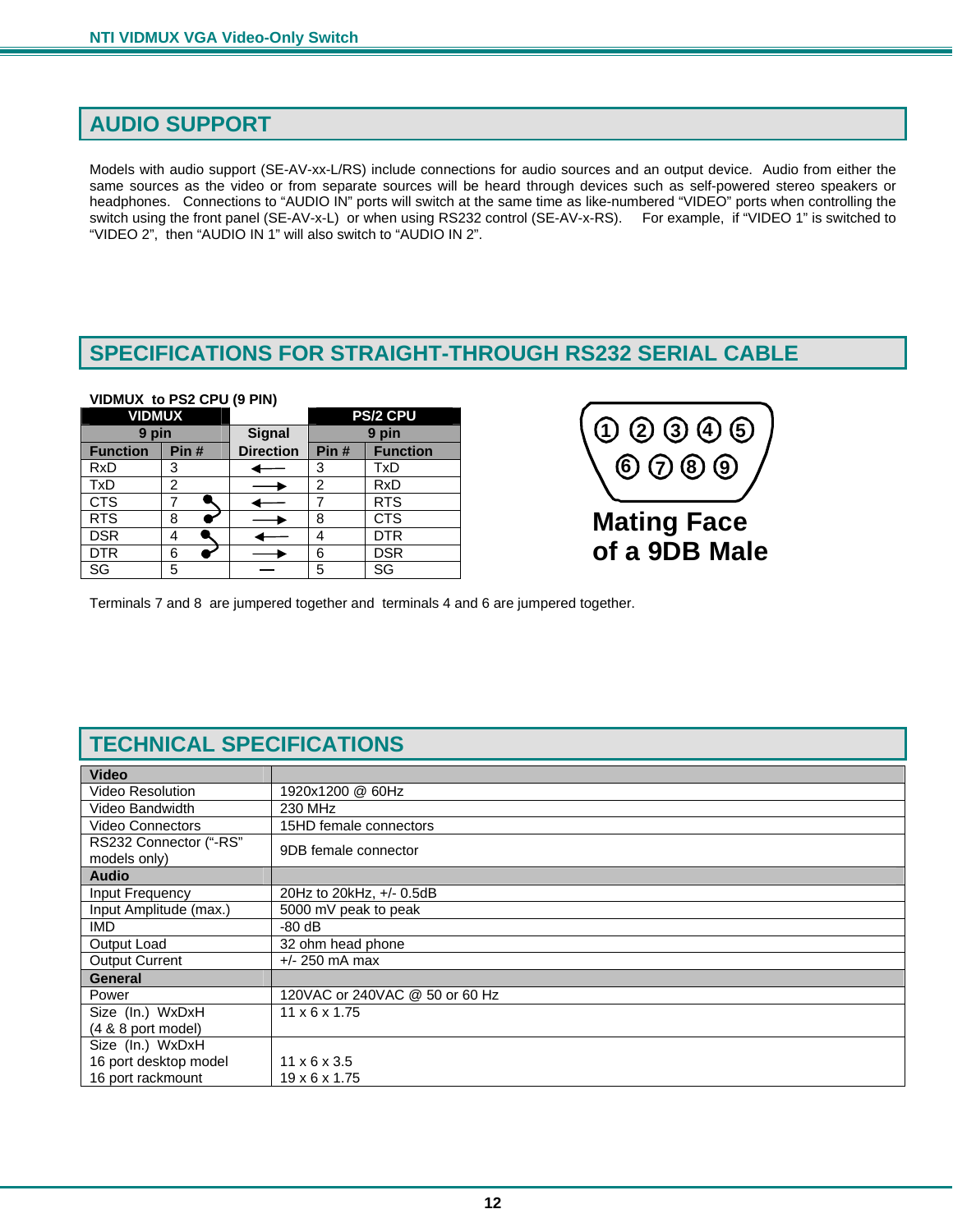## AUDIO SUPPORT

Models with audio support (SE-AV-xx-L/RS) include connections for audio sources and an output device. Audio from either the same sources as the video or from separate sources will be heard through devices such as self-powered stereo speakers or headphones. Connections to "AUDIO IN" ports will switch at the same time as like-numbered "VIDEO" ports when controlling the switch using the front panel (SE-AV-x-L) or when using RS232 control (SE-AV-x-RS). For example, if "VIDEO 1" is switched to "VIDEO 2", then "AUDIO IN 1" will also switch to "AUDIO IN 2".

## SPECIFICATIONS FOR STRAIGHT-THROUGH RS232 SERIAL CABLE

**VIDMUX to PS2 CPU (9 PIN)**

| VIDMUX | | Signal | PS/2 CPU | |
|---|---|---|---|---|
| 9 pin | | | 9 pin | |
| **Function** | **Pin #** | **Direction** | **Pin #** | **Function** |
| RxD | 3 | ← | 3 | TxD |
| TxD | 2 | → | 2 | RxD |
| CTS | 7 | ← | 7 | RTS |
| RTS | 8 | → | 8 | CTS |
| DSR | 4 | ← | 4 | DTR |
| DTR | 6 | → | 6 | DSR |
| SG | 5 | — | 5 | SG |

① ② ③ ④ ⑤
⑥ ⑦ ⑧ ⑨

**Mating Face of a 9DB Male**

Terminals 7 and 8 are jumpered together and terminals 4 and 6 are jumpered together.

## TECHNICAL SPECIFICATIONS

| **Video** | |
|---|---|
| Video Resolution | 1920x1200 @ 60Hz |
| Video Bandwidth | 230 MHz |
| Video Connectors | 15HD female connectors |
| RS232 Connector ("-RS" models only) | 9DB female connector |
| **Audio** | |
| Input Frequency | 20Hz to 20kHz, +/- 0.5dB |
| Input Amplitude (max.) | 5000 mV peak to peak |
| IMD | -80 dB |
| Output Load | 32 ohm head phone |
| Output Current | +/- 250 mA max |
| **General** | |
| Power | 120VAC or 240VAC @ 50 or 60 Hz |
| Size (In.) WxDxH (4 & 8 port model) | 11 x 6 x 1.75 |
| Size (In.) WxDxH<br>16 port desktop model<br>16 port rackmount | <br>11 x 6 x 3.5<br>19 x 6 x 1.75 |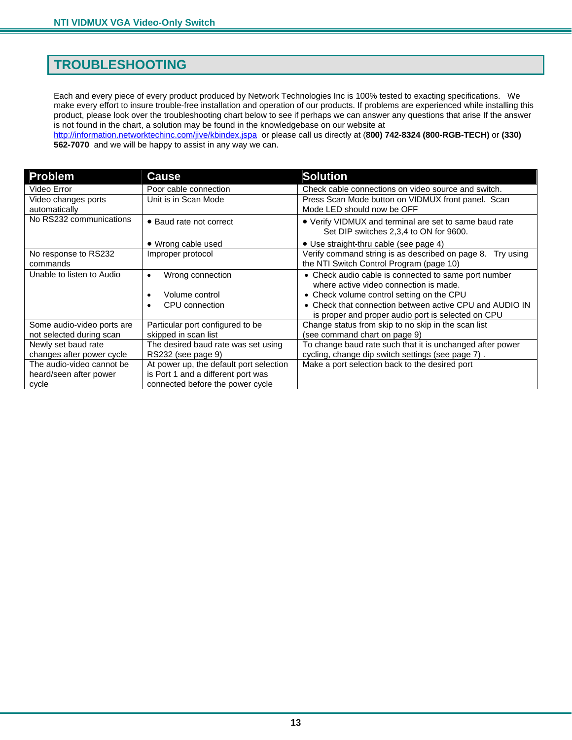# TROUBLESHOOTING

Each and every piece of every product produced by Network Technologies Inc is 100% tested to exacting specifications. We make every effort to insure trouble-free installation and operation of our products. If problems are experienced while installing this product, please look over the troubleshooting chart below to see if perhaps we can answer any questions that arise If the answer is not found in the chart, a solution may be found in the knowledgebase on our website at http://information.networktechinc.com/jive/kbindex.jspa or please call us directly at **(800) 742-8324 (800-RGB-TECH)** or **(330) 562-7070** and we will be happy to assist in any way we can.

| Problem | Cause | Solution |
|---|---|---|
| Video Error | Poor cable connection | Check cable connections on video source and switch. |
| Video changes ports automatically | Unit is in Scan Mode | Press Scan Mode button on VIDMUX front panel. Scan Mode LED should now be OFF |
| No RS232 communications | • Baud rate not correct<br>• Wrong cable used | • Verify VIDMUX and terminal are set to same baud rate Set DIP switches 2,3,4 to ON for 9600.<br>• Use straight-thru cable (see page 4) |
| No response to RS232 commands | Improper protocol | Verify command string is as described on page 8. Try using the NTI Switch Control Program (page 10) |
| Unable to listen to Audio | • Wrong connection<br>• Volume control<br>• CPU connection | • Check audio cable is connected to same port number where active video connection is made.<br>• Check volume control setting on the CPU<br>• Check that connection between active CPU and AUDIO IN is proper and proper audio port is selected on CPU |
| Some audio-video ports are not selected during scan | Particular port configured to be skipped in scan list | Change status from skip to no skip in the scan list (see command chart on page 9) |
| Newly set baud rate changes after power cycle | The desired baud rate was set using RS232 (see page 9) | To change baud rate such that it is unchanged after power cycling, change dip switch settings (see page 7) . |
| The audio-video cannot be heard/seen after power cycle | At power up, the default port selection is Port 1 and a different port was connected before the power cycle | Make a port selection back to the desired port |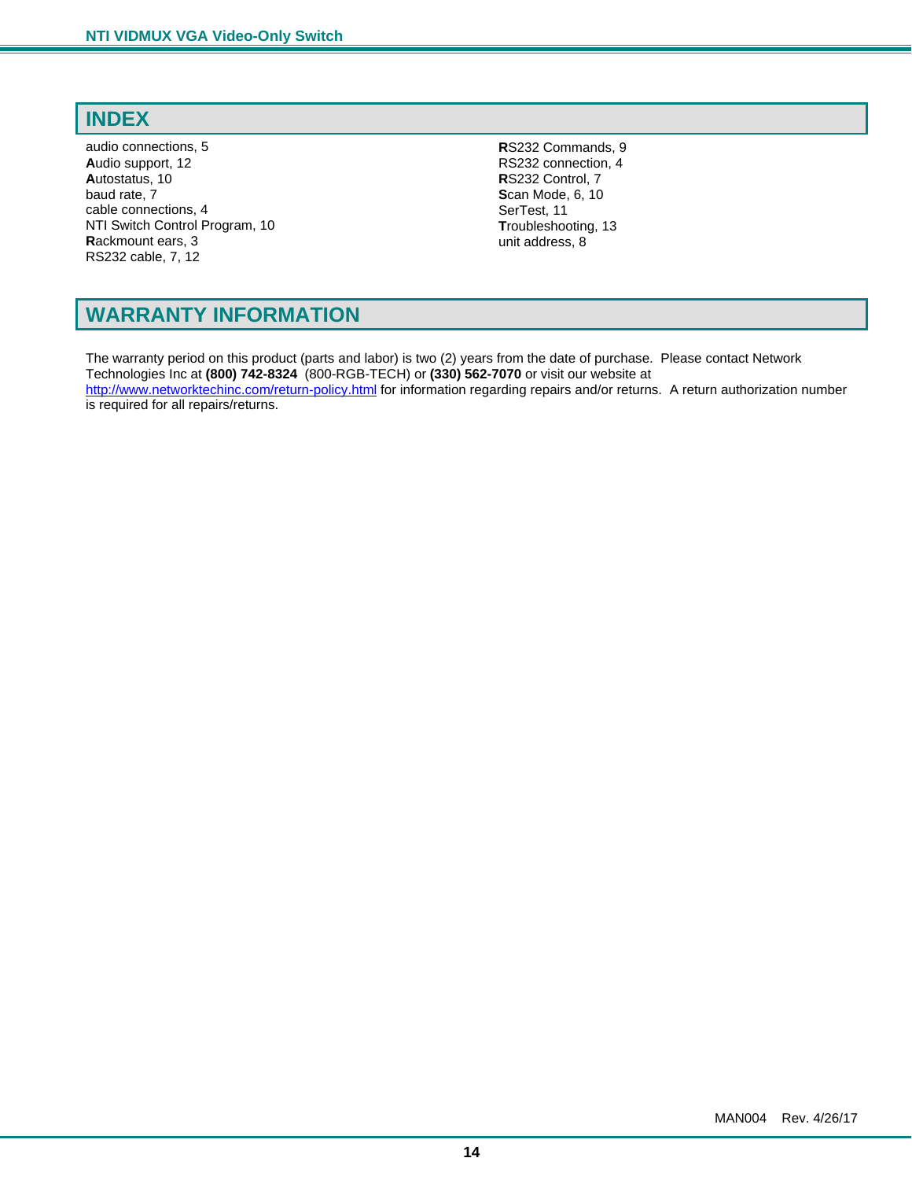## INDEX

audio connections, 5
**A**udio support, 12
**A**utostatus, 10
baud rate, 7
cable connections, 4
NTI Switch Control Program, 10
**R**ackmount ears, 3
RS232 cable, 7, 12
**R**S232 Commands, 9
RS232 connection, 4
**R**S232 Control, 7
**S**can Mode, 6, 10
SerTest, 11
**T**roubleshooting, 13
unit address, 8

## WARRANTY INFORMATION

The warranty period on this product (parts and labor) is two (2) years from the date of purchase. Please contact Network Technologies Inc at **(800) 742-8324** (800-RGB-TECH) or **(330) 562-7070** or visit our website at http://www.networktechinc.com/return-policy.html for information regarding repairs and/or returns. A return authorization number is required for all repairs/returns.

MAN004 Rev. 4/26/17